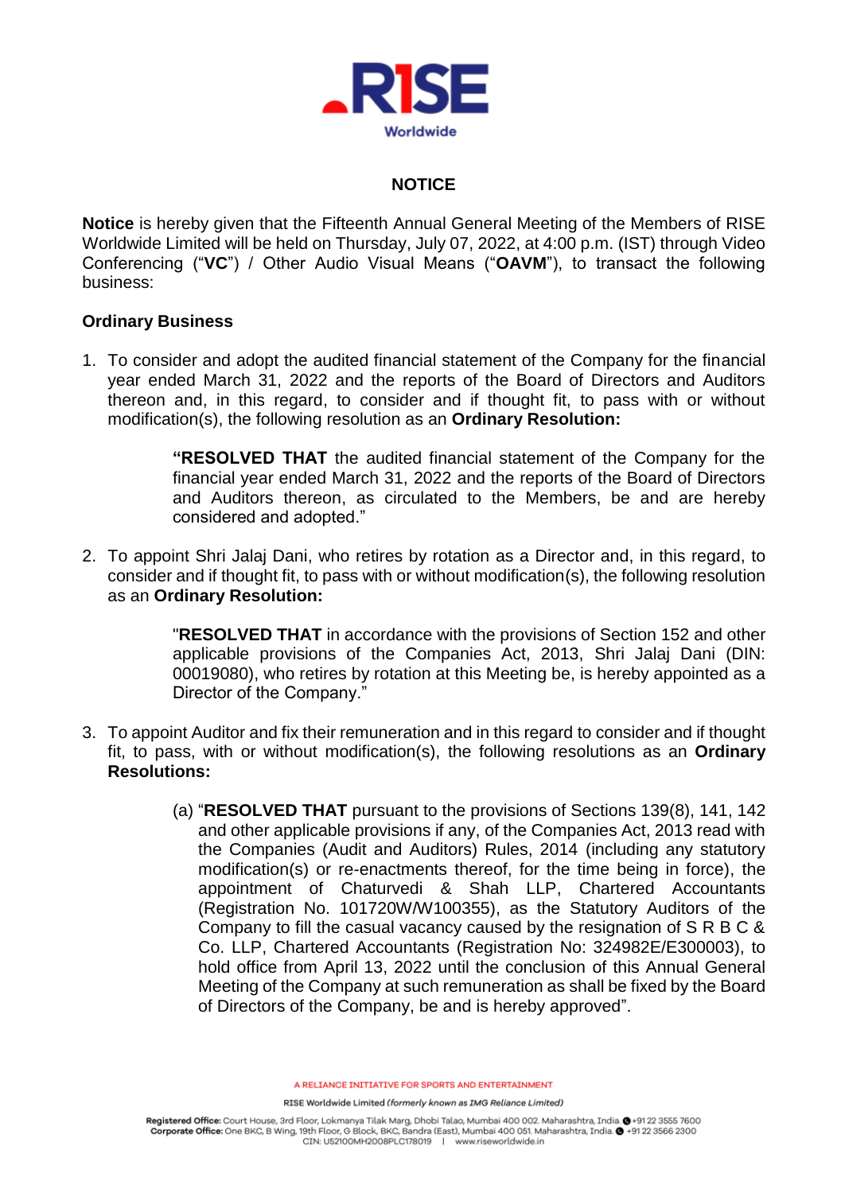# NOTICE

**Notice** is hereby given that the Fifteenth Annual General Meeting of the Members of RISE Worldwide Limited will be held on Thursday, July 07, 2022, at 4:00 p.m. (IST) through Video Conferencing ("**VC**") / Other Audio Visual Means ("**OAVM**"), to transact the following business:

## Ordinary Business

1. To consider and adopt the audited financial statement of the Company for the financial year ended March 31, 2022 and the reports of the Board of Directors and Auditors thereon and, in this regard, to consider and if thought fit, to pass with or without modification(s), the following resolution as an **Ordinary Resolution:**

   "**RESOLVED THAT** the audited financial statement of the Company for the financial year ended March 31, 2022 and the reports of the Board of Directors and Auditors thereon, as circulated to the Members, be and are hereby considered and adopted."

2. To appoint Shri Jalaj Dani, who retires by rotation as a Director and, in this regard, to consider and if thought fit, to pass with or without modification(s), the following resolution as an **Ordinary Resolution:**

   "**RESOLVED THAT** in accordance with the provisions of Section 152 and other applicable provisions of the Companies Act, 2013, Shri Jalaj Dani (DIN: 00019080), who retires by rotation at this Meeting be, is hereby appointed as a Director of the Company."

3. To appoint Auditor and fix their remuneration and in this regard to consider and if thought fit, to pass, with or without modification(s), the following resolutions as an **Ordinary Resolutions:**

   (a) "**RESOLVED THAT** pursuant to the provisions of Sections 139(8), 141, 142 and other applicable provisions if any, of the Companies Act, 2013 read with the Companies (Audit and Auditors) Rules, 2014 (including any statutory modification(s) or re-enactments thereof, for the time being in force), the appointment of Chaturvedi & Shah LLP, Chartered Accountants (Registration No. 101720W/W100355), as the Statutory Auditors of the Company to fill the casual vacancy caused by the resignation of S R B C & Co. LLP, Chartered Accountants (Registration No: 324982E/E300003), to hold office from April 13, 2022 until the conclusion of this Annual General Meeting of the Company at such remuneration as shall be fixed by the Board of Directors of the Company, be and is hereby approved".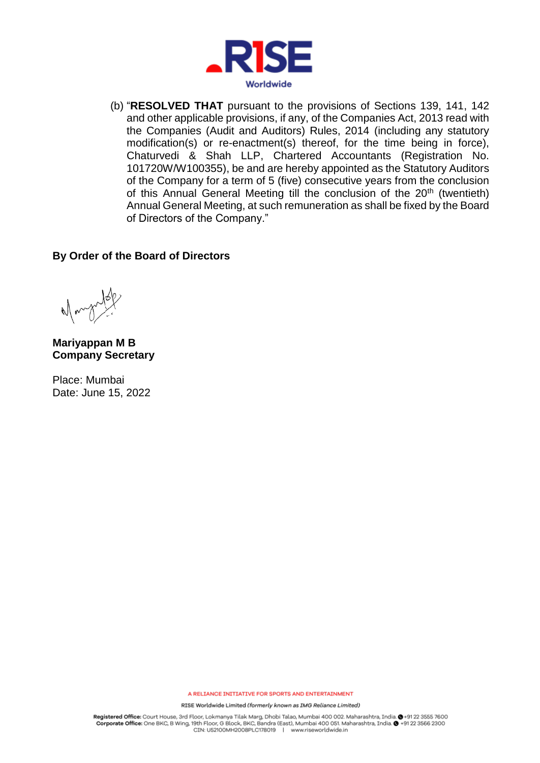(b) "**RESOLVED THAT** pursuant to the provisions of Sections 139, 141, 142 and other applicable provisions, if any, of the Companies Act, 2013 read with the Companies (Audit and Auditors) Rules, 2014 (including any statutory modification(s) or re-enactment(s) thereof, for the time being in force), Chaturvedi & Shah LLP, Chartered Accountants (Registration No. 101720W/W100355), be and are hereby appointed as the Statutory Auditors of the Company for a term of 5 (five) consecutive years from the conclusion of this Annual General Meeting till the conclusion of the 20th (twentieth) Annual General Meeting, at such remuneration as shall be fixed by the Board of Directors of the Company."

**By Order of the Board of Directors**

**Mariyappan M B**
**Company Secretary**

Place: Mumbai
Date: June 15, 2022

A RELIANCE INITIATIVE FOR SPORTS AND ENTERTAINMENT

RISE Worldwide Limited *(formerly known as IMG Reliance Limited)*

**Registered Office:** Court House, 3rd Floor, Lokmanya Tilak Marg, Dhobi Talao, Mumbai 400 002. Maharashtra, India. +91 22 3555 7600
**Corporate Office:** One BKC, B Wing, 19th Floor, G Block, BKC, Bandra (East), Mumbai 400 051. Maharashtra, India. +91 22 3566 2300
CIN: U52100MH2008PLC178019 | www.riseworldwide.in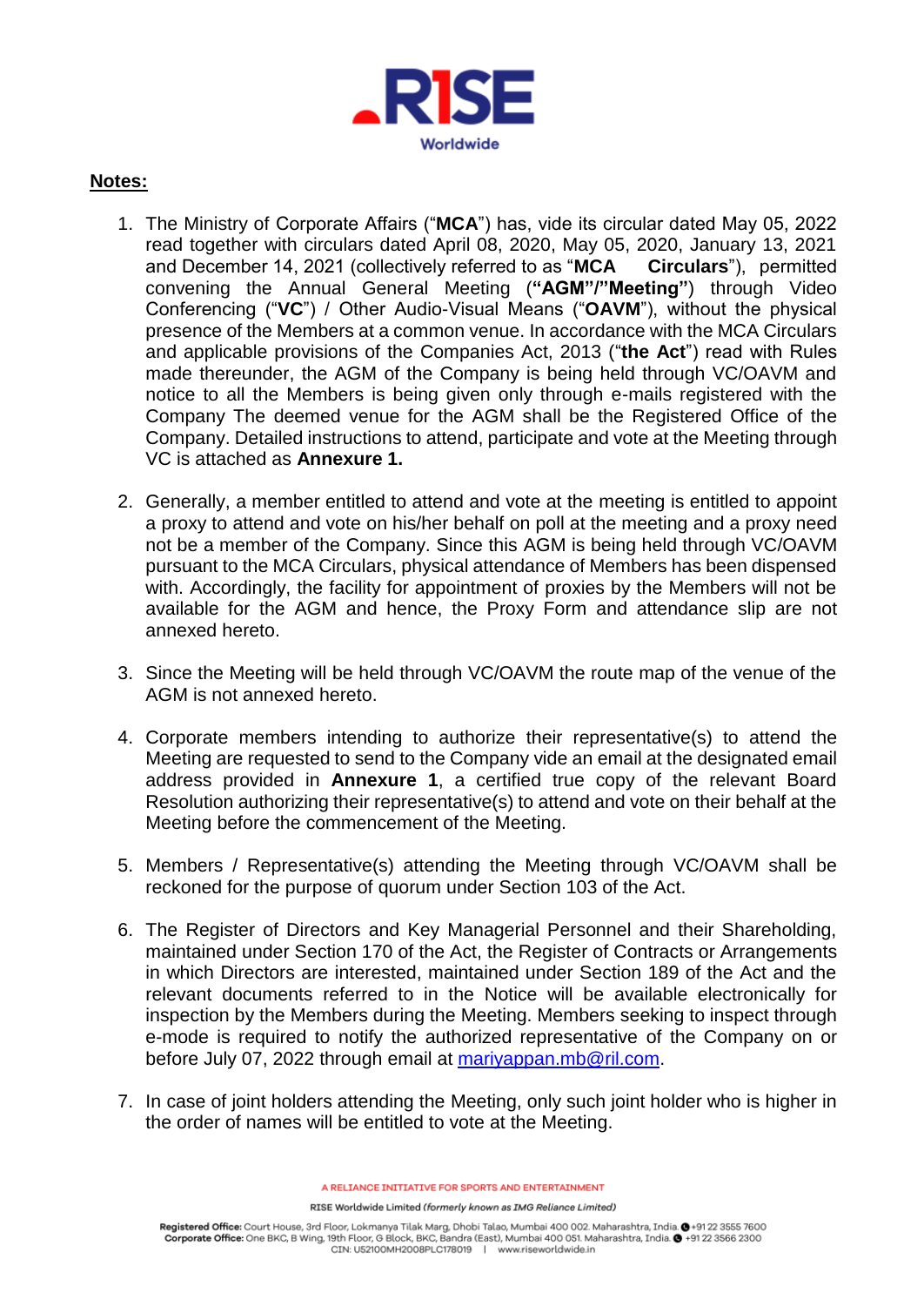**Notes:**

1. The Ministry of Corporate Affairs ("**MCA**") has, vide its circular dated May 05, 2022 read together with circulars dated April 08, 2020, May 05, 2020, January 13, 2021 and December 14, 2021 (collectively referred to as "**MCA Circulars**"), permitted convening the Annual General Meeting (**"AGM"/"Meeting"**) through Video Conferencing ("**VC**") / Other Audio-Visual Means ("**OAVM**"), without the physical presence of the Members at a common venue. In accordance with the MCA Circulars and applicable provisions of the Companies Act, 2013 ("**the Act**") read with Rules made thereunder, the AGM of the Company is being held through VC/OAVM and notice to all the Members is being given only through e-mails registered with the Company The deemed venue for the AGM shall be the Registered Office of the Company. Detailed instructions to attend, participate and vote at the Meeting through VC is attached as **Annexure 1.**

2. Generally, a member entitled to attend and vote at the meeting is entitled to appoint a proxy to attend and vote on his/her behalf on poll at the meeting and a proxy need not be a member of the Company. Since this AGM is being held through VC/OAVM pursuant to the MCA Circulars, physical attendance of Members has been dispensed with. Accordingly, the facility for appointment of proxies by the Members will not be available for the AGM and hence, the Proxy Form and attendance slip are not annexed hereto.

3. Since the Meeting will be held through VC/OAVM the route map of the venue of the AGM is not annexed hereto.

4. Corporate members intending to authorize their representative(s) to attend the Meeting are requested to send to the Company vide an email at the designated email address provided in **Annexure 1**, a certified true copy of the relevant Board Resolution authorizing their representative(s) to attend and vote on their behalf at the Meeting before the commencement of the Meeting.

5. Members / Representative(s) attending the Meeting through VC/OAVM shall be reckoned for the purpose of quorum under Section 103 of the Act.

6. The Register of Directors and Key Managerial Personnel and their Shareholding, maintained under Section 170 of the Act, the Register of Contracts or Arrangements in which Directors are interested, maintained under Section 189 of the Act and the relevant documents referred to in the Notice will be available electronically for inspection by the Members during the Meeting. Members seeking to inspect through e-mode is required to notify the authorized representative of the Company on or before July 07, 2022 through email at mariyappan.mb@ril.com.

7. In case of joint holders attending the Meeting, only such joint holder who is higher in the order of names will be entitled to vote at the Meeting.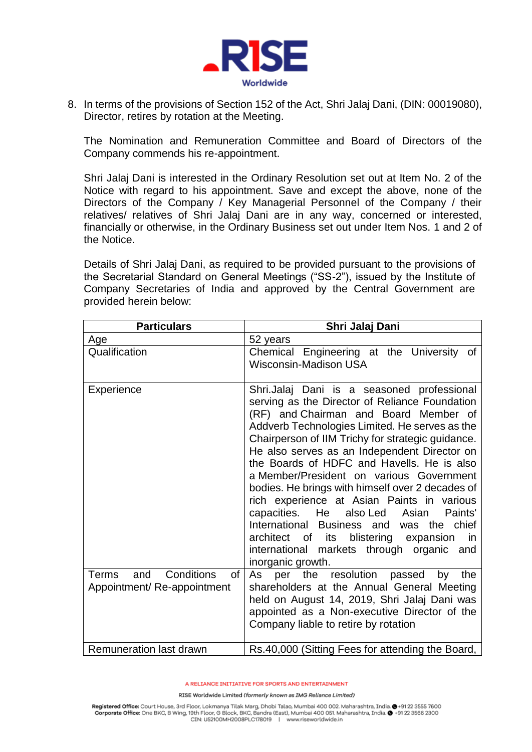8. In terms of the provisions of Section 152 of the Act, Shri Jalaj Dani, (DIN: 00019080), Director, retires by rotation at the Meeting.

   The Nomination and Remuneration Committee and Board of Directors of the Company commends his re-appointment.

   Shri Jalaj Dani is interested in the Ordinary Resolution set out at Item No. 2 of the Notice with regard to his appointment. Save and except the above, none of the Directors of the Company / Key Managerial Personnel of the Company / their relatives/ relatives of Shri Jalaj Dani are in any way, concerned or interested, financially or otherwise, in the Ordinary Business set out under Item Nos. 1 and 2 of the Notice.

   Details of Shri Jalaj Dani, as required to be provided pursuant to the provisions of the Secretarial Standard on General Meetings ("SS-2"), issued by the Institute of Company Secretaries of India and approved by the Central Government are provided herein below:

| Particulars | Shri Jalaj Dani |
|---|---|
| Age | 52 years |
| Qualification | Chemical Engineering at the University of Wisconsin-Madison USA |
| Experience | Shri.Jalaj Dani is a seasoned professional serving as the Director of Reliance Foundation (RF) and Chairman and Board Member of Addverb Technologies Limited. He serves as the Chairperson of IIM Trichy for strategic guidance. He also serves as an Independent Director on the Boards of HDFC and Havells. He is also a Member/President on various Government bodies. He brings with himself over 2 decades of rich experience at Asian Paints in various capacities. He also Led Asian Paints' International Business and was the chief architect of its blistering expansion in international markets through organic and inorganic growth. |
| Terms and Conditions of Appointment/ Re-appointment | As per the resolution passed by the shareholders at the Annual General Meeting held on August 14, 2019, Shri Jalaj Dani was appointed as a Non-executive Director of the Company liable to retire by rotation |
| Remuneration last drawn | Rs.40,000 (Sitting Fees for attending the Board, |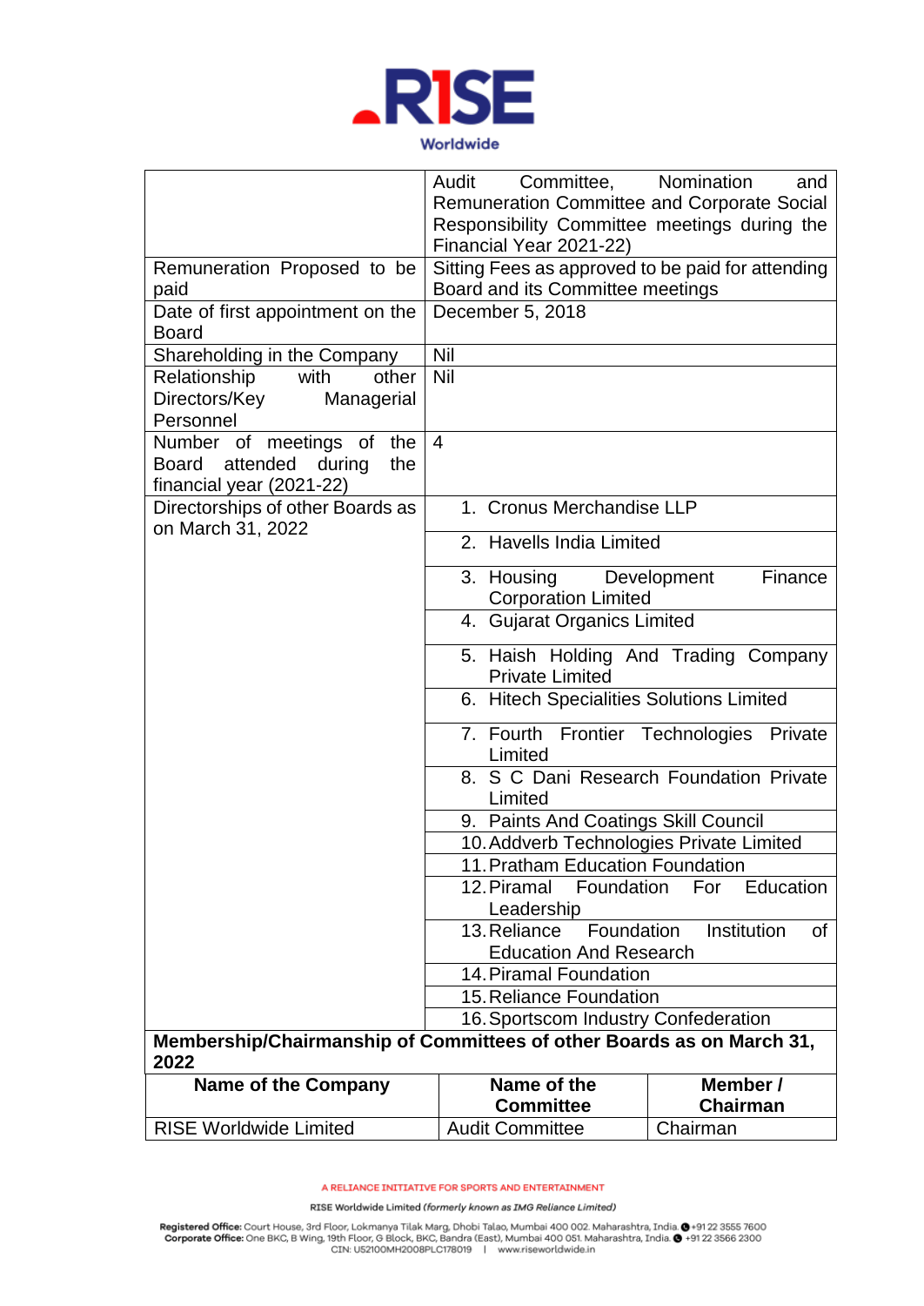| | |
|---|---|
| | Audit Committee, Nomination and Remuneration Committee and Corporate Social Responsibility Committee meetings during the Financial Year 2021-22) |
| Remuneration Proposed to be paid | Sitting Fees as approved to be paid for attending Board and its Committee meetings |
| Date of first appointment on the Board | December 5, 2018 |
| Shareholding in the Company | Nil |
| Relationship with other Directors/Key Managerial Personnel | Nil |
| Number of meetings of the Board attended during the financial year (2021-22) | 4 |
| Directorships of other Boards as on March 31, 2022 | 1. Cronus Merchandise LLP |
| | 2. Havells India Limited |
| | 3. Housing Development Finance Corporation Limited |
| | 4. Gujarat Organics Limited |
| | 5. Haish Holding And Trading Company Private Limited |
| | 6. Hitech Specialities Solutions Limited |
| | 7. Fourth Frontier Technologies Private Limited |
| | 8. S C Dani Research Foundation Private Limited |
| | 9. Paints And Coatings Skill Council |
| | 10. Addverb Technologies Private Limited |
| | 11. Pratham Education Foundation |
| | 12. Piramal Foundation For Education Leadership |
| | 13. Reliance Foundation Institution of Education And Research |
| | 14. Piramal Foundation |
| | 15. Reliance Foundation |
| | 16. Sportscom Industry Confederation |

**Membership/Chairmanship of Committees of other Boards as on March 31, 2022**

| Name of the Company | Name of the Committee | Member / Chairman |
|---|---|---|
| RISE Worldwide Limited | Audit Committee | Chairman |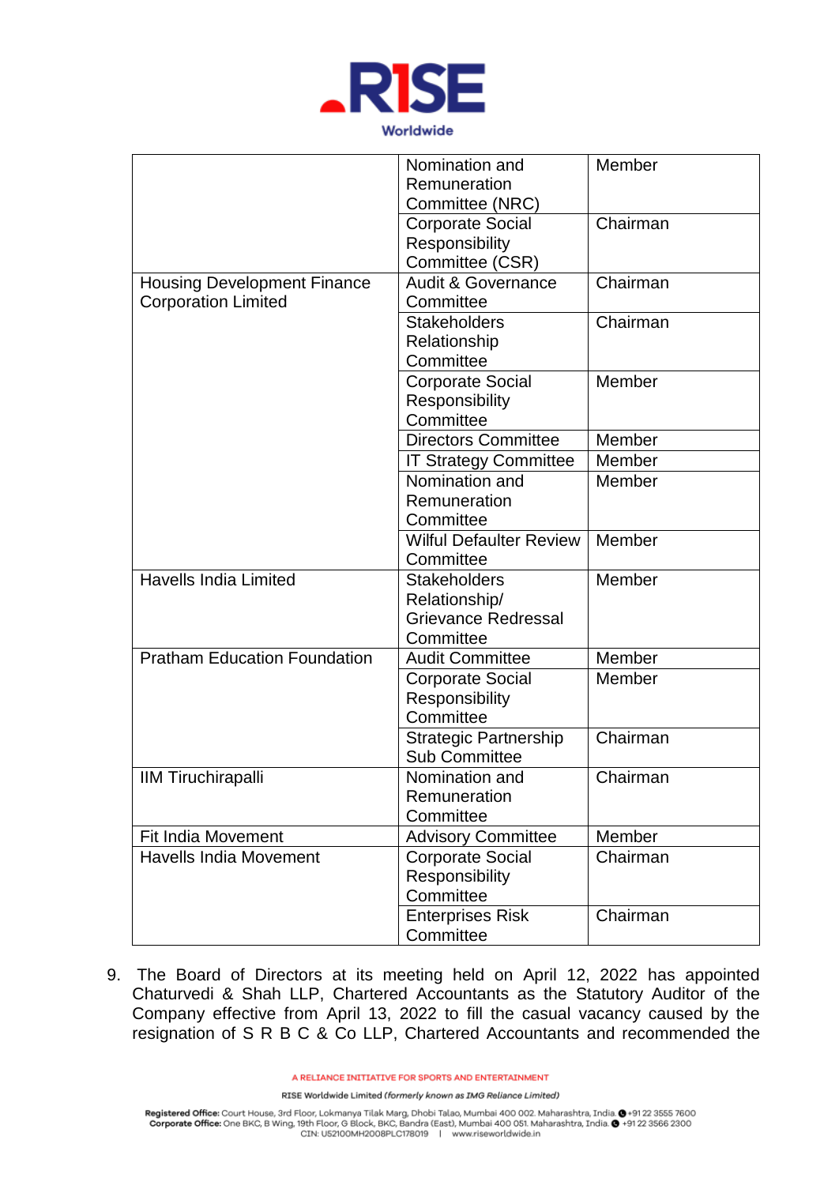| | | |
|---|---|---|
| | Nomination and Remuneration Committee (NRC) | Member |
| | Corporate Social Responsibility Committee (CSR) | Chairman |
| Housing Development Finance Corporation Limited | Audit & Governance Committee | Chairman |
| | Stakeholders Relationship Committee | Chairman |
| | Corporate Social Responsibility Committee | Member |
| | Directors Committee | Member |
| | IT Strategy Committee | Member |
| | Nomination and Remuneration Committee | Member |
| | Wilful Defaulter Review Committee | Member |
| Havells India Limited | Stakeholders Relationship/ Grievance Redressal Committee | Member |
| Pratham Education Foundation | Audit Committee | Member |
| | Corporate Social Responsibility Committee | Member |
| | Strategic Partnership Sub Committee | Chairman |
| IIM Tiruchirapalli | Nomination and Remuneration Committee | Chairman |
| Fit India Movement | Advisory Committee | Member |
| Havells India Movement | Corporate Social Responsibility Committee | Chairman |
| | Enterprises Risk Committee | Chairman |

9. The Board of Directors at its meeting held on April 12, 2022 has appointed Chaturvedi & Shah LLP, Chartered Accountants as the Statutory Auditor of the Company effective from April 13, 2022 to fill the casual vacancy caused by the resignation of S R B C & Co LLP, Chartered Accountants and recommended the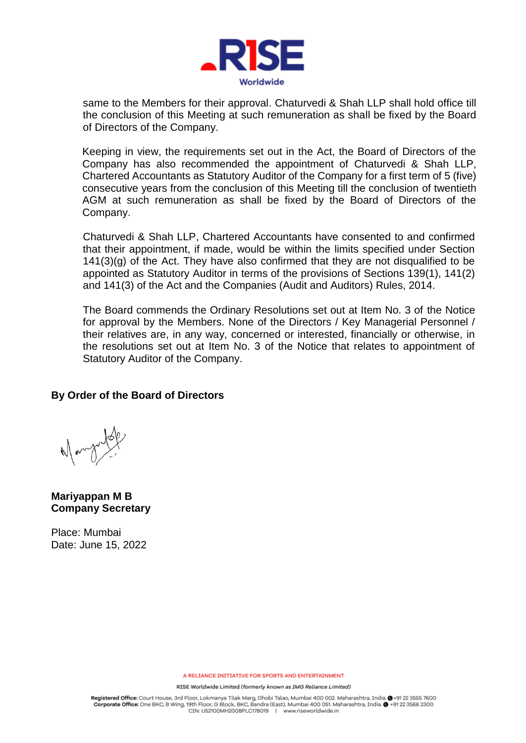same to the Members for their approval. Chaturvedi & Shah LLP shall hold office till the conclusion of this Meeting at such remuneration as shall be fixed by the Board of Directors of the Company.

Keeping in view, the requirements set out in the Act, the Board of Directors of the Company has also recommended the appointment of Chaturvedi & Shah LLP, Chartered Accountants as Statutory Auditor of the Company for a first term of 5 (five) consecutive years from the conclusion of this Meeting till the conclusion of twentieth AGM at such remuneration as shall be fixed by the Board of Directors of the Company.

Chaturvedi & Shah LLP, Chartered Accountants have consented to and confirmed that their appointment, if made, would be within the limits specified under Section 141(3)(g) of the Act. They have also confirmed that they are not disqualified to be appointed as Statutory Auditor in terms of the provisions of Sections 139(1), 141(2) and 141(3) of the Act and the Companies (Audit and Auditors) Rules, 2014.

The Board commends the Ordinary Resolutions set out at Item No. 3 of the Notice for approval by the Members. None of the Directors / Key Managerial Personnel / their relatives are, in any way, concerned or interested, financially or otherwise, in the resolutions set out at Item No. 3 of the Notice that relates to appointment of Statutory Auditor of the Company.

**By Order of the Board of Directors**

**Mariyappan M B**
**Company Secretary**

Place: Mumbai
Date: June 15, 2022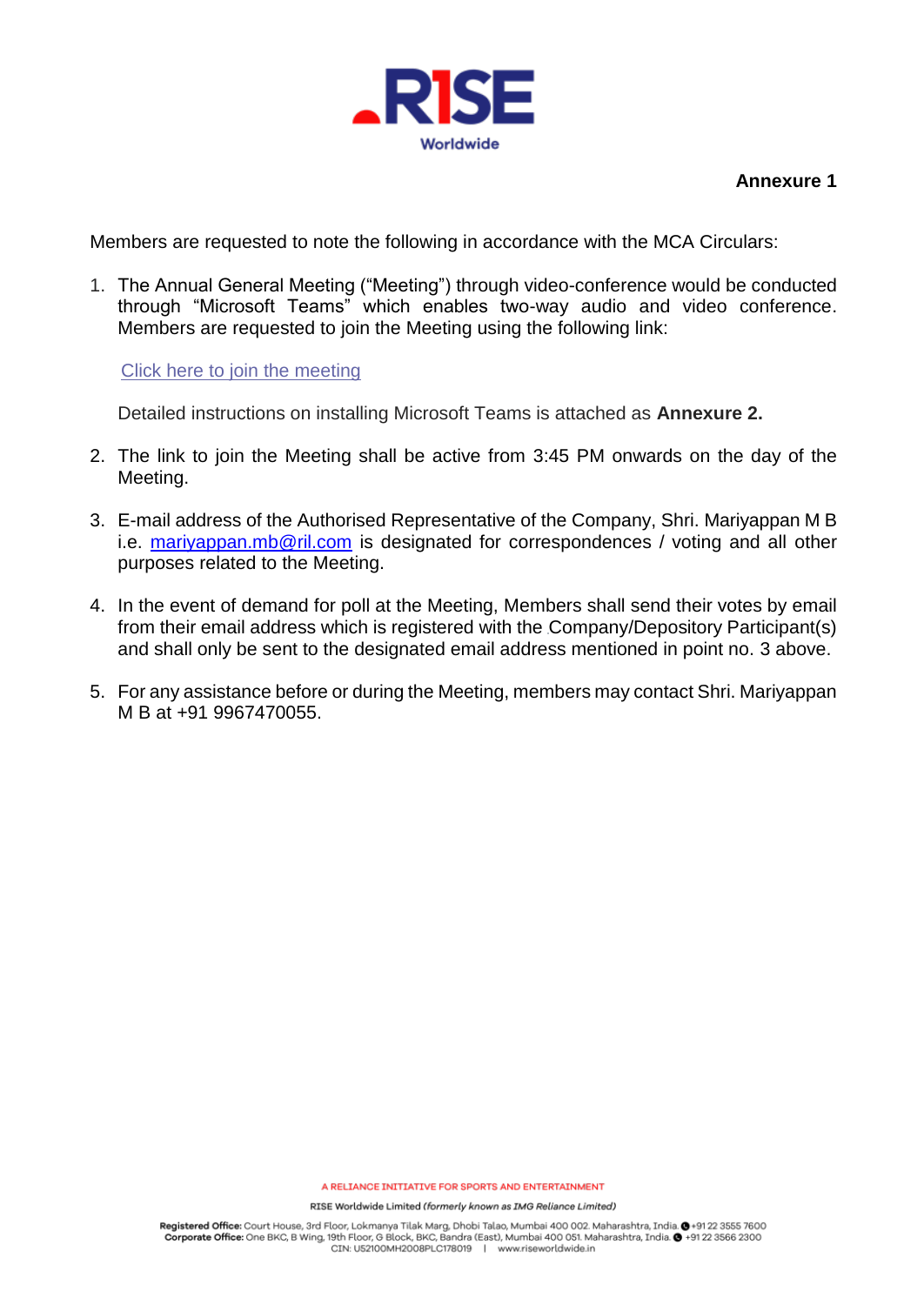**Annexure 1**

Members are requested to note the following in accordance with the MCA Circulars:

1. The Annual General Meeting ("Meeting") through video-conference would be conducted through "Microsoft Teams" which enables two-way audio and video conference. Members are requested to join the Meeting using the following link:

   Click here to join the meeting

   Detailed instructions on installing Microsoft Teams is attached as **Annexure 2.**

2. The link to join the Meeting shall be active from 3:45 PM onwards on the day of the Meeting.

3. E-mail address of the Authorised Representative of the Company, Shri. Mariyappan M B i.e. mariyappan.mb@ril.com is designated for correspondences / voting and all other purposes related to the Meeting.

4. In the event of demand for poll at the Meeting, Members shall send their votes by email from their email address which is registered with the Company/Depository Participant(s) and shall only be sent to the designated email address mentioned in point no. 3 above.

5. For any assistance before or during the Meeting, members may contact Shri. Mariyappan M B at +91 9967470055.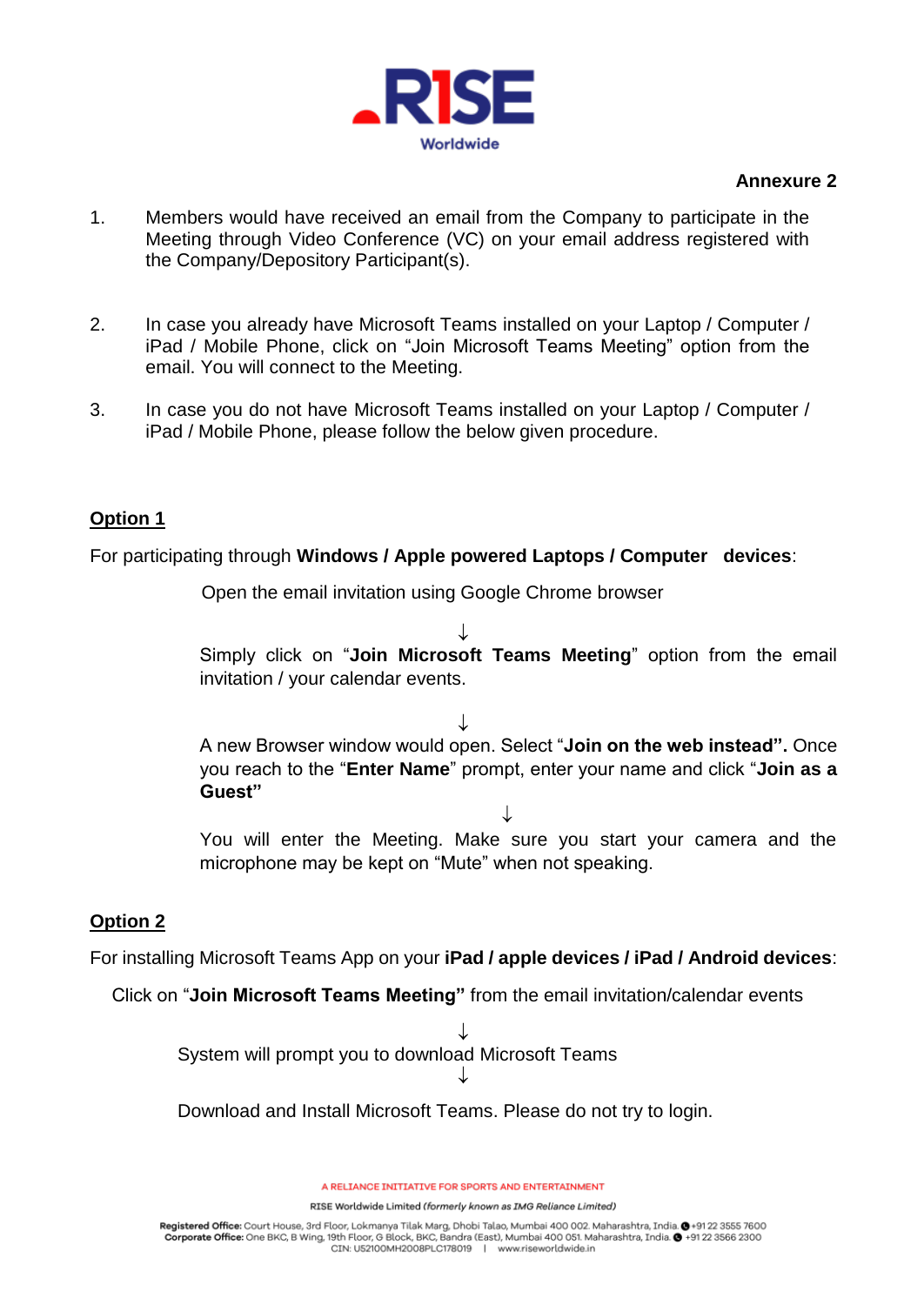**Annexure 2**

1. Members would have received an email from the Company to participate in the Meeting through Video Conference (VC) on your email address registered with the Company/Depository Participant(s).

2. In case you already have Microsoft Teams installed on your Laptop / Computer / iPad / Mobile Phone, click on "Join Microsoft Teams Meeting" option from the email. You will connect to the Meeting.

3. In case you do not have Microsoft Teams installed on your Laptop / Computer / iPad / Mobile Phone, please follow the below given procedure.

**<u>Option 1</u>**

For participating through **Windows / Apple powered Laptops / Computer devices**:

Open the email invitation using Google Chrome browser

↓

Simply click on "**Join Microsoft Teams Meeting**" option from the email invitation / your calendar events.

↓

A new Browser window would open. Select "**Join on the web instead".** Once you reach to the "**Enter Name**" prompt, enter your name and click "**Join as a Guest"**

↓

You will enter the Meeting. Make sure you start your camera and the microphone may be kept on "Mute" when not speaking.

**<u>Option 2</u>**

For installing Microsoft Teams App on your **iPad / apple devices / iPad / Android devices**:

Click on "**Join Microsoft Teams Meeting"** from the email invitation/calendar events

↓

System will prompt you to download Microsoft Teams

↓

Download and Install Microsoft Teams. Please do not try to login.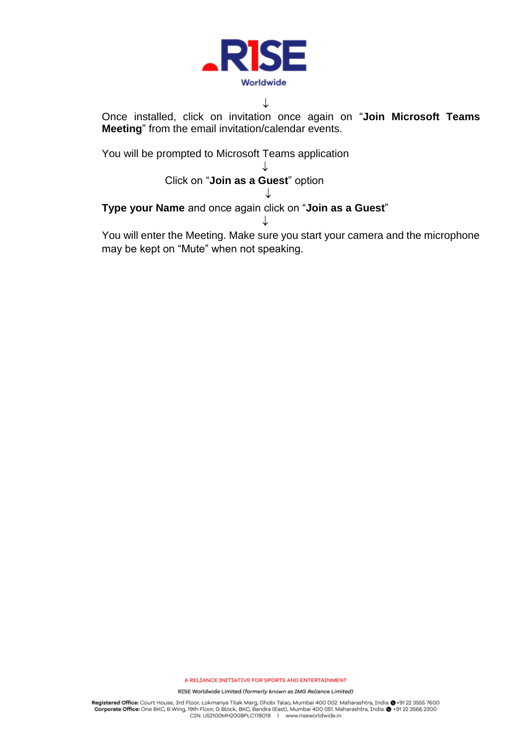↓

Once installed, click on invitation once again on "**Join Microsoft Teams Meeting**" from the email invitation/calendar events.

You will be prompted to Microsoft Teams application

↓

Click on "**Join as a Guest**" option

↓

**Type your Name** and once again click on "**Join as a Guest**"

↓

You will enter the Meeting. Make sure you start your camera and the microphone may be kept on "Mute" when not speaking.